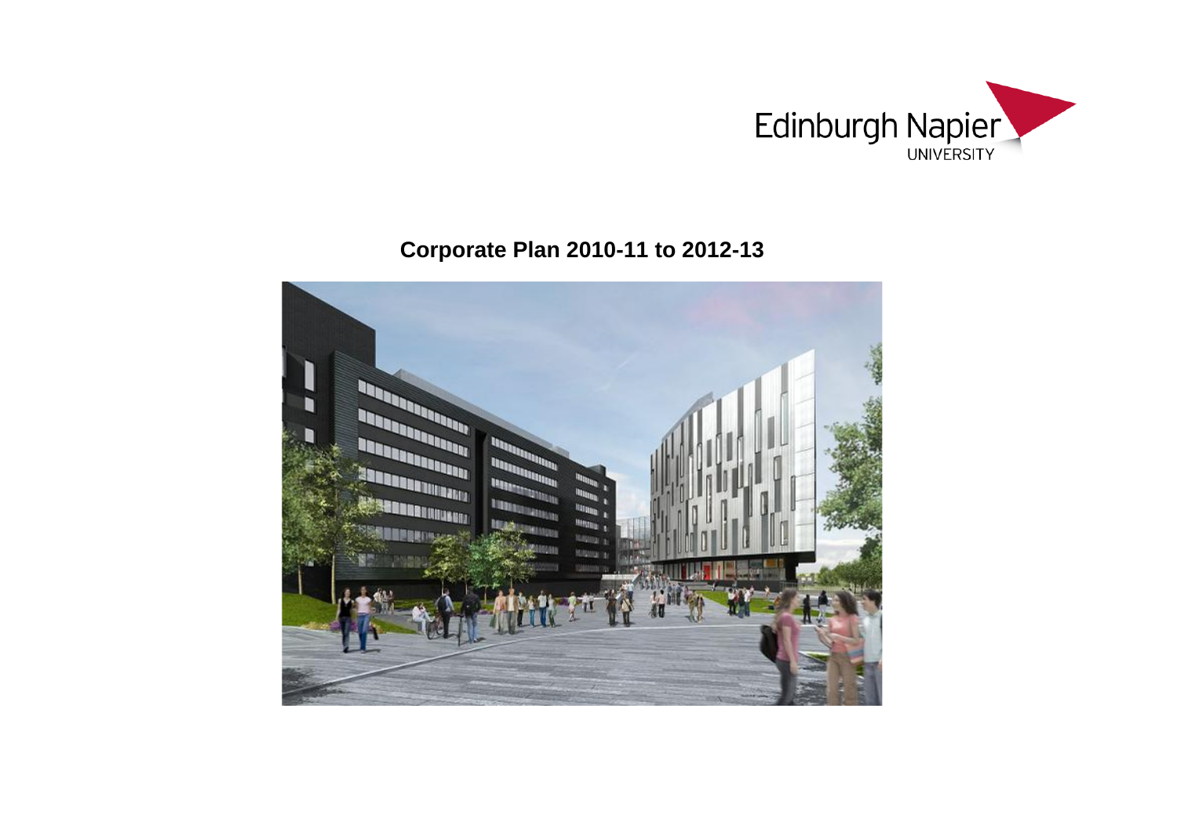Edinburgh Napier UNIVERSITY

# Corporate Plan 2010-11 to 2012-13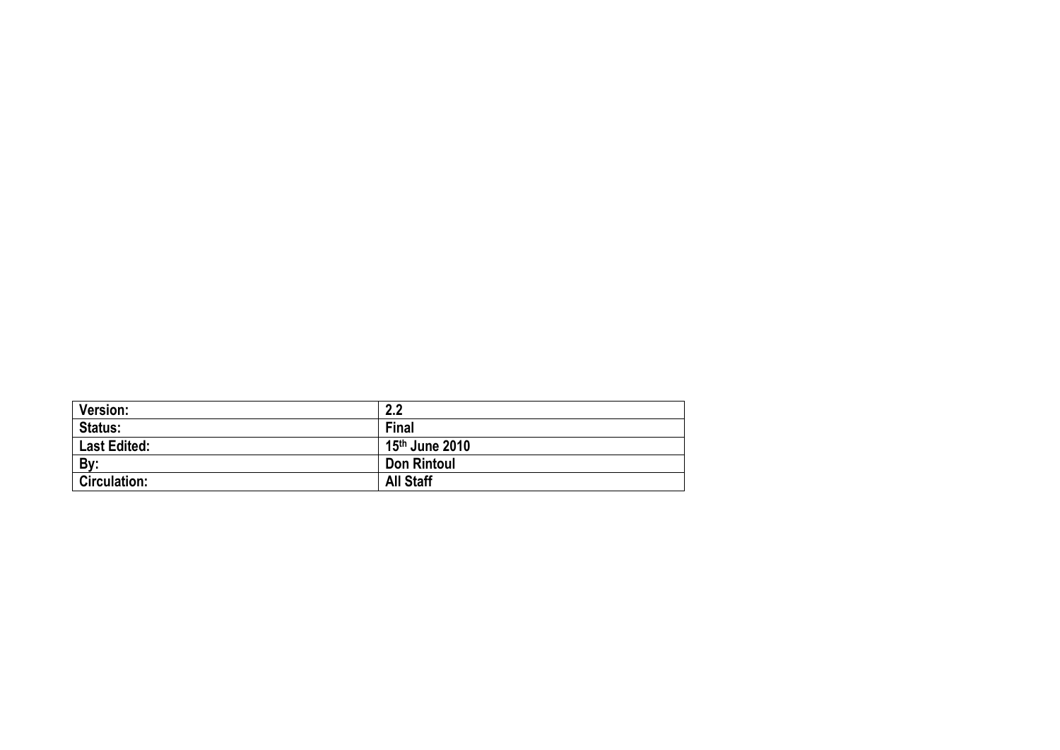| | |
|---|---|
| **Version:** | **2.2** |
| **Status:** | **Final** |
| **Last Edited:** | **15th June 2010** |
| **By:** | **Don Rintoul** |
| **Circulation:** | **All Staff** |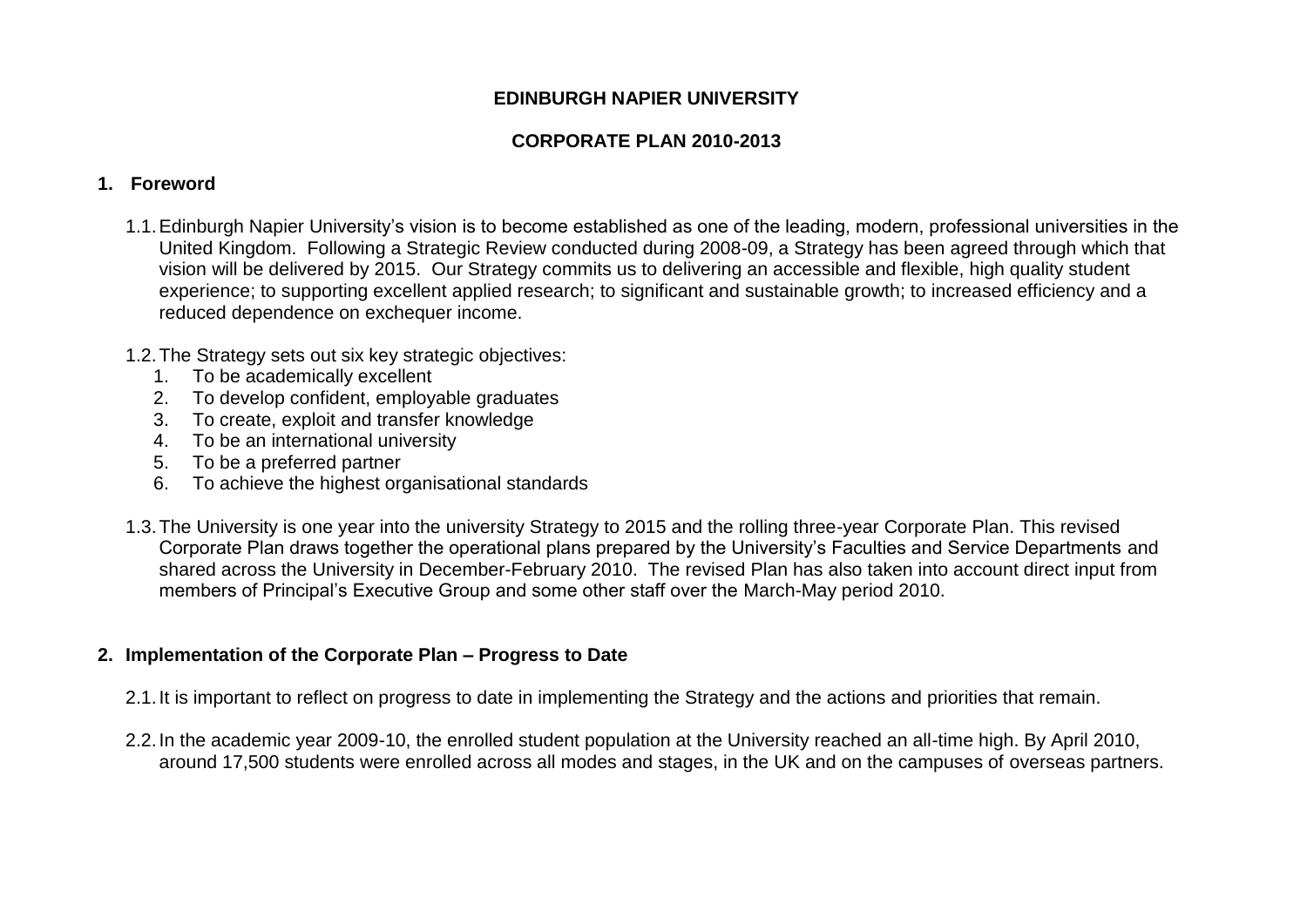**EDINBURGH NAPIER UNIVERSITY**

**CORPORATE PLAN 2010-2013**

## 1. Foreword

1.1. Edinburgh Napier University's vision is to become established as one of the leading, modern, professional universities in the United Kingdom. Following a Strategic Review conducted during 2008-09, a Strategy has been agreed through which that vision will be delivered by 2015. Our Strategy commits us to delivering an accessible and flexible, high quality student experience; to supporting excellent applied research; to significant and sustainable growth; to increased efficiency and a reduced dependence on exchequer income.

1.2. The Strategy sets out six key strategic objectives:

1. To be academically excellent
2. To develop confident, employable graduates
3. To create, exploit and transfer knowledge
4. To be an international university
5. To be a preferred partner
6. To achieve the highest organisational standards

1.3. The University is one year into the university Strategy to 2015 and the rolling three-year Corporate Plan. This revised Corporate Plan draws together the operational plans prepared by the University's Faculties and Service Departments and shared across the University in December-February 2010. The revised Plan has also taken into account direct input from members of Principal's Executive Group and some other staff over the March-May period 2010.

## 2. Implementation of the Corporate Plan – Progress to Date

2.1. It is important to reflect on progress to date in implementing the Strategy and the actions and priorities that remain.

2.2. In the academic year 2009-10, the enrolled student population at the University reached an all-time high. By April 2010, around 17,500 students were enrolled across all modes and stages, in the UK and on the campuses of overseas partners.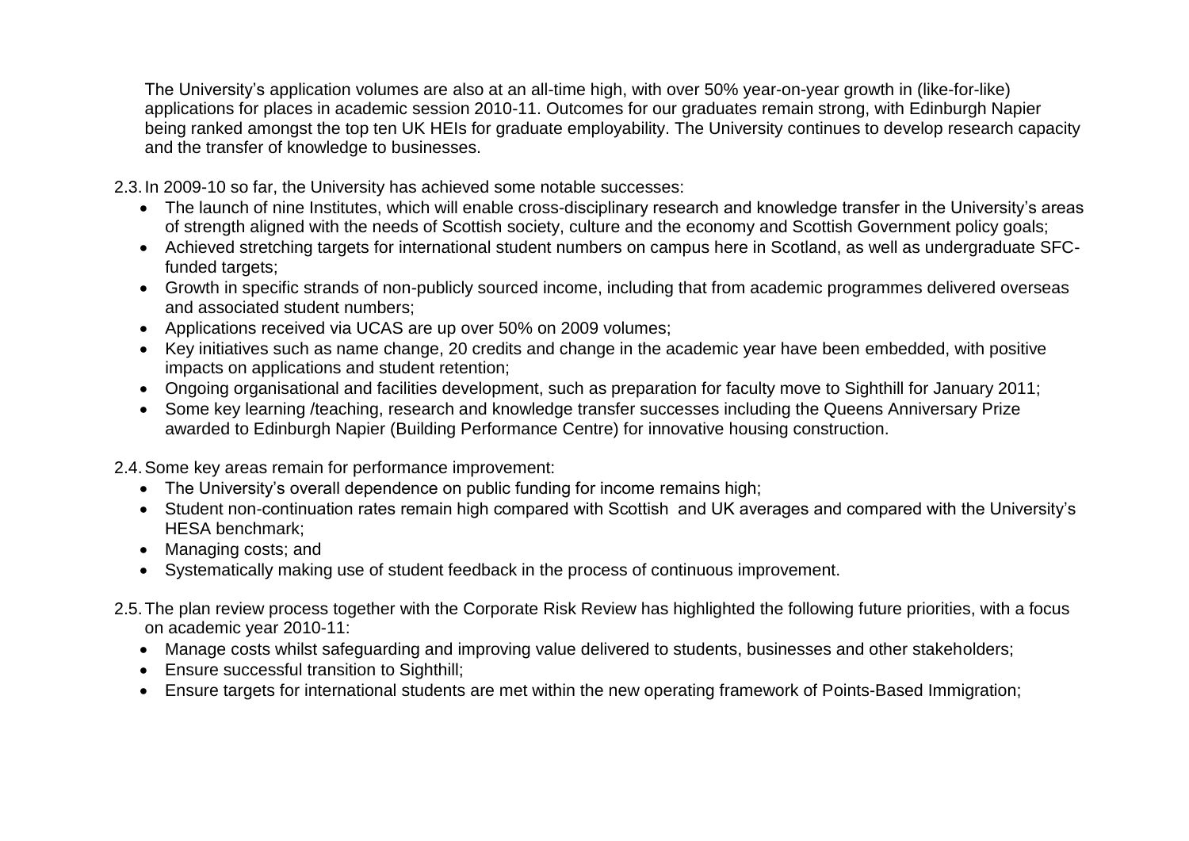The University's application volumes are also at an all-time high, with over 50% year-on-year growth in (like-for-like) applications for places in academic session 2010-11. Outcomes for our graduates remain strong, with Edinburgh Napier being ranked amongst the top ten UK HEIs for graduate employability. The University continues to develop research capacity and the transfer of knowledge to businesses.

2.3. In 2009-10 so far, the University has achieved some notable successes:

- The launch of nine Institutes, which will enable cross-disciplinary research and knowledge transfer in the University's areas of strength aligned with the needs of Scottish society, culture and the economy and Scottish Government policy goals;
- Achieved stretching targets for international student numbers on campus here in Scotland, as well as undergraduate SFC-funded targets;
- Growth in specific strands of non-publicly sourced income, including that from academic programmes delivered overseas and associated student numbers;
- Applications received via UCAS are up over 50% on 2009 volumes;
- Key initiatives such as name change, 20 credits and change in the academic year have been embedded, with positive impacts on applications and student retention;
- Ongoing organisational and facilities development, such as preparation for faculty move to Sighthill for January 2011;
- Some key learning /teaching, research and knowledge transfer successes including the Queens Anniversary Prize awarded to Edinburgh Napier (Building Performance Centre) for innovative housing construction.

2.4. Some key areas remain for performance improvement:

- The University's overall dependence on public funding for income remains high;
- Student non-continuation rates remain high compared with Scottish and UK averages and compared with the University's HESA benchmark;
- Managing costs; and
- Systematically making use of student feedback in the process of continuous improvement.

2.5. The plan review process together with the Corporate Risk Review has highlighted the following future priorities, with a focus on academic year 2010-11:

- Manage costs whilst safeguarding and improving value delivered to students, businesses and other stakeholders;
- Ensure successful transition to Sighthill;
- Ensure targets for international students are met within the new operating framework of Points-Based Immigration;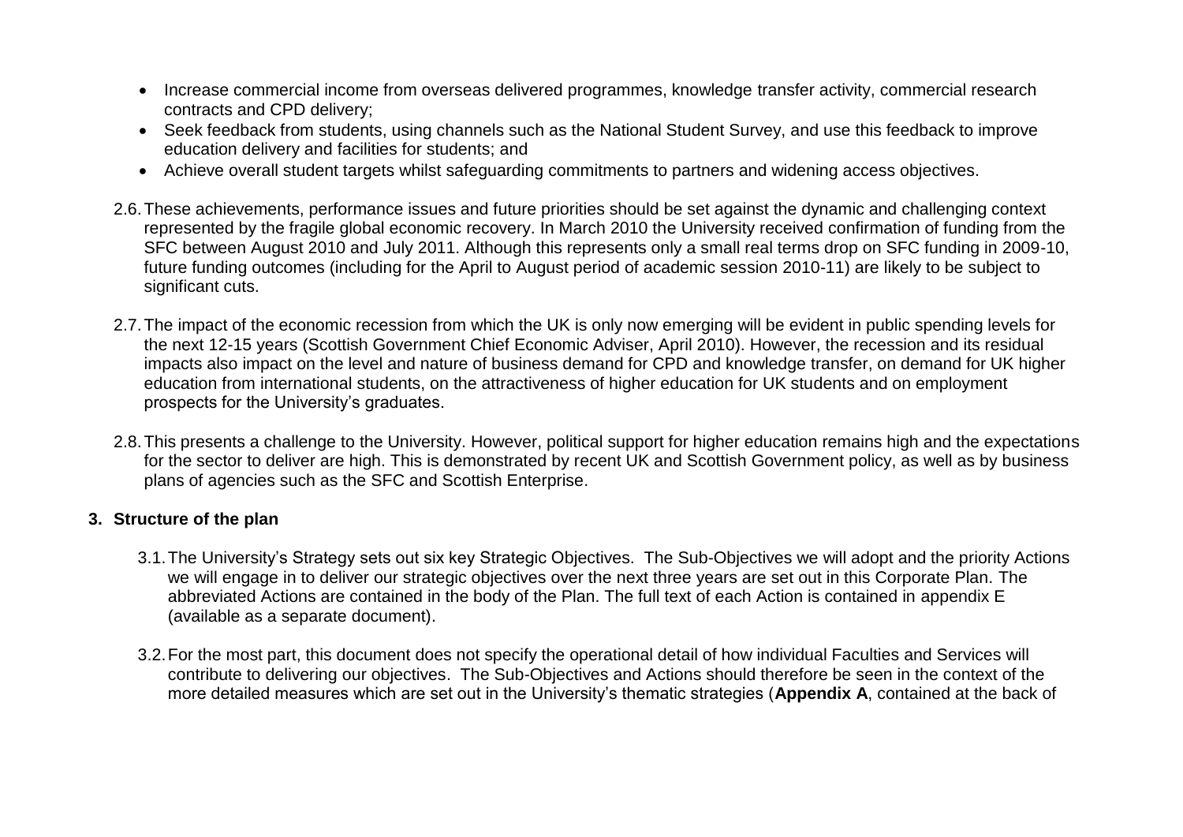- Increase commercial income from overseas delivered programmes, knowledge transfer activity, commercial research contracts and CPD delivery;
- Seek feedback from students, using channels such as the National Student Survey, and use this feedback to improve education delivery and facilities for students; and
- Achieve overall student targets whilst safeguarding commitments to partners and widening access objectives.

2.6. These achievements, performance issues and future priorities should be set against the dynamic and challenging context represented by the fragile global economic recovery. In March 2010 the University received confirmation of funding from the SFC between August 2010 and July 2011. Although this represents only a small real terms drop on SFC funding in 2009-10, future funding outcomes (including for the April to August period of academic session 2010-11) are likely to be subject to significant cuts.

2.7. The impact of the economic recession from which the UK is only now emerging will be evident in public spending levels for the next 12-15 years (Scottish Government Chief Economic Adviser, April 2010). However, the recession and its residual impacts also impact on the level and nature of business demand for CPD and knowledge transfer, on demand for UK higher education from international students, on the attractiveness of higher education for UK students and on employment prospects for the University's graduates.

2.8. This presents a challenge to the University. However, political support for higher education remains high and the expectations for the sector to deliver are high. This is demonstrated by recent UK and Scottish Government policy, as well as by business plans of agencies such as the SFC and Scottish Enterprise.

## 3. Structure of the plan

3.1. The University's Strategy sets out six key Strategic Objectives. The Sub-Objectives we will adopt and the priority Actions we will engage in to deliver our strategic objectives over the next three years are set out in this Corporate Plan. The abbreviated Actions are contained in the body of the Plan. The full text of each Action is contained in appendix E (available as a separate document).

3.2. For the most part, this document does not specify the operational detail of how individual Faculties and Services will contribute to delivering our objectives. The Sub-Objectives and Actions should therefore be seen in the context of the more detailed measures which are set out in the University's thematic strategies (**Appendix A**, contained at the back of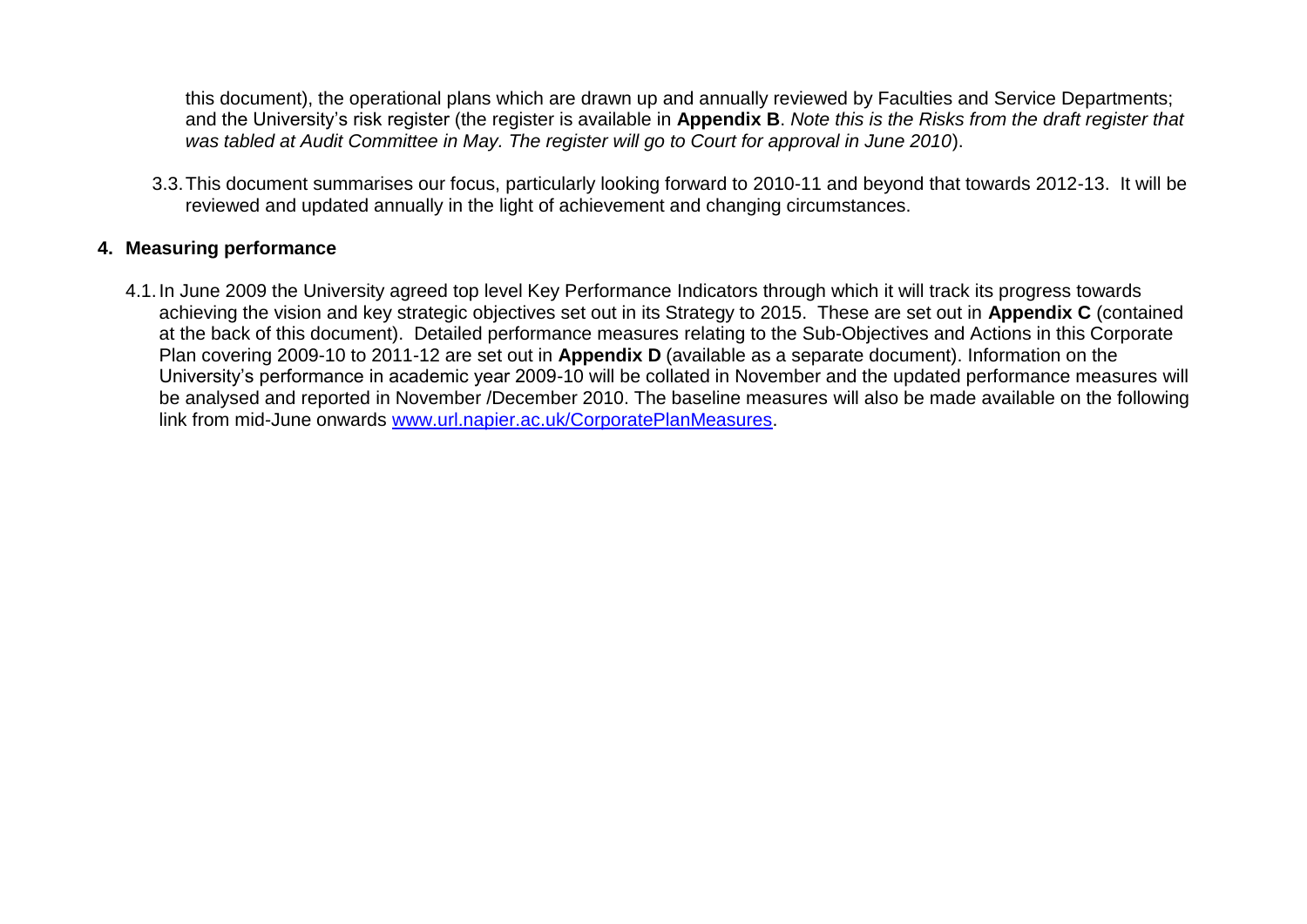this document), the operational plans which are drawn up and annually reviewed by Faculties and Service Departments; and the University's risk register (the register is available in **Appendix B**. *Note this is the Risks from the draft register that was tabled at Audit Committee in May. The register will go to Court for approval in June 2010*).

3.3. This document summarises our focus, particularly looking forward to 2010-11 and beyond that towards 2012-13. It will be reviewed and updated annually in the light of achievement and changing circumstances.

## 4. Measuring performance

4.1. In June 2009 the University agreed top level Key Performance Indicators through which it will track its progress towards achieving the vision and key strategic objectives set out in its Strategy to 2015. These are set out in **Appendix C** (contained at the back of this document). Detailed performance measures relating to the Sub-Objectives and Actions in this Corporate Plan covering 2009-10 to 2011-12 are set out in **Appendix D** (available as a separate document). Information on the University's performance in academic year 2009-10 will be collated in November and the updated performance measures will be analysed and reported in November /December 2010. The baseline measures will also be made available on the following link from mid-June onwards [www.url.napier.ac.uk/CorporatePlanMeasures](http://www.url.napier.ac.uk/CorporatePlanMeasures).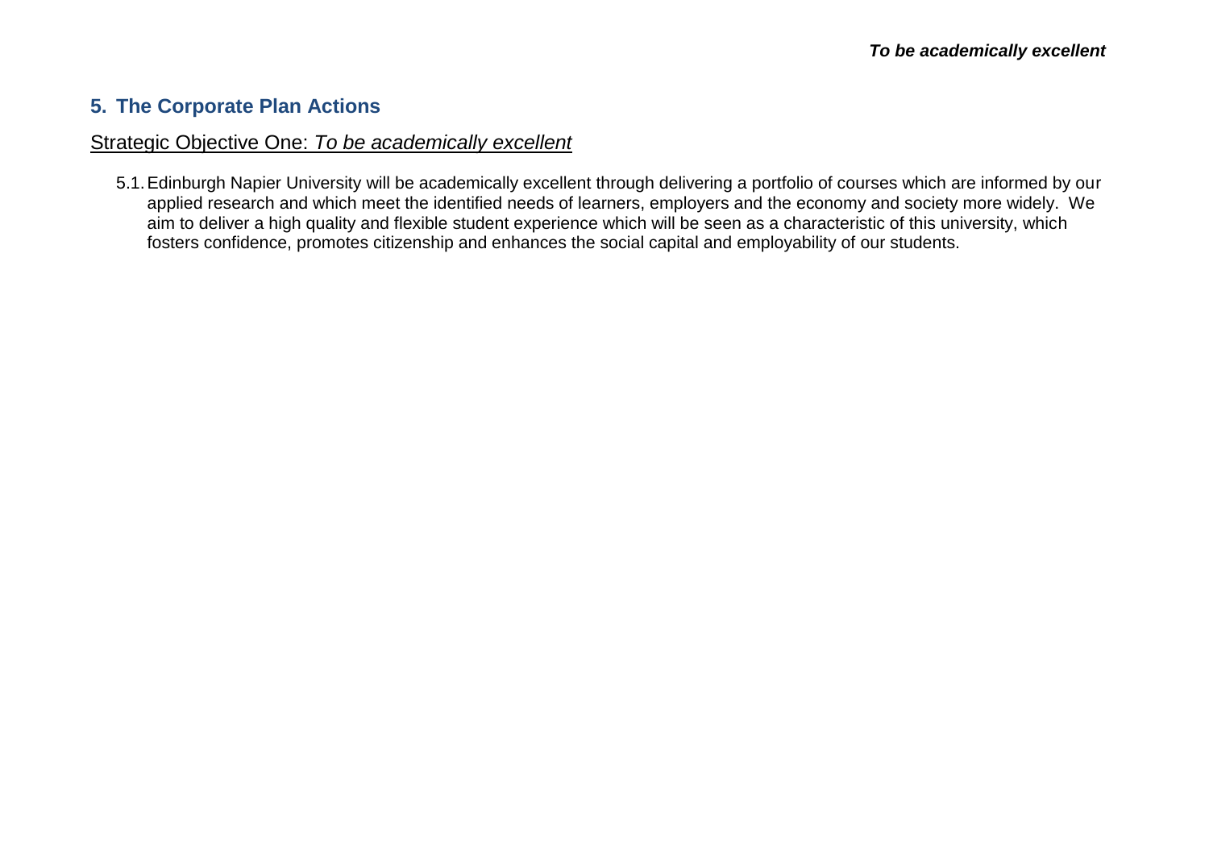## 5. The Corporate Plan Actions

### Strategic Objective One: *To be academically excellent*

5.1. Edinburgh Napier University will be academically excellent through delivering a portfolio of courses which are informed by our applied research and which meet the identified needs of learners, employers and the economy and society more widely. We aim to deliver a high quality and flexible student experience which will be seen as a characteristic of this university, which fosters confidence, promotes citizenship and enhances the social capital and employability of our students.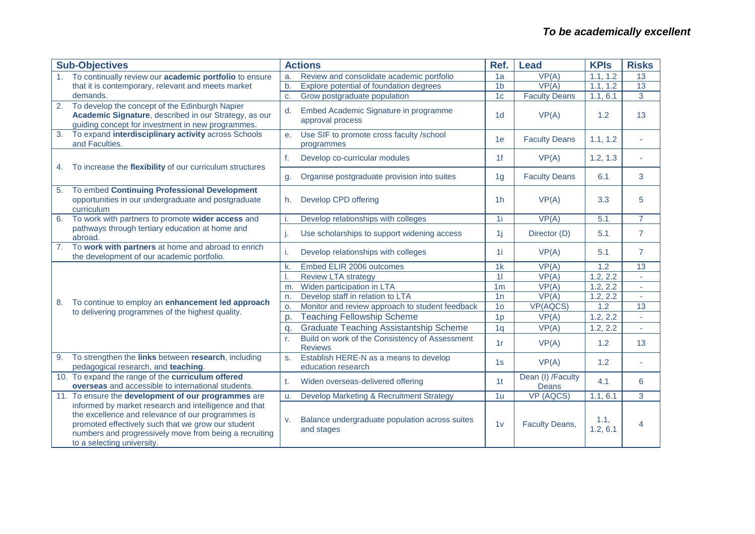## *To be academically excellent*

| Sub-Objectives | Actions | Ref. | Lead | KPIs | Risks |
|---|---|---|---|---|---|
| 1. To continually review our **academic portfolio** to ensure that it is contemporary, relevant and meets market demands. | a. Review and consolidate academic portfolio | 1a | VP(A) | 1.1, 1.2 | 13 |
| | b. Explore potential of foundation degrees | 1b | VP(A) | 1.1, 1.2 | 13 |
| | c. Grow postgraduate population | 1c | Faculty Deans | 1.1, 6.1 | 3 |
| 2. To develop the concept of the Edinburgh Napier **Academic Signature**, described in our Strategy, as our guiding concept for investment in new programmes. | d. Embed Academic Signature in programme approval process | 1d | VP(A) | 1.2 | 13 |
| 3. To expand **interdisciplinary activity** across Schools and Faculties. | e. Use SIF to promote cross faculty /school programmes | 1e | Faculty Deans | 1.1, 1.2 | - |
| 4. To increase the **flexibility** of our curriculum structures | f. Develop co-curricular modules | 1f | VP(A) | 1.2, 1.3 | - |
| | g. Organise postgraduate provision into suites | 1g | Faculty Deans | 6.1 | 3 |
| 5. To embed **Continuing Professional Development** opportunities in our undergraduate and postgraduate curriculum | h. Develop CPD offering | 1h | VP(A) | 3.3 | 5 |
| 6. To work with partners to promote **wider access** and pathways through tertiary education at home and abroad. | i. Develop relationships with colleges | 1i | VP(A) | 5.1 | 7 |
| | j. Use scholarships to support widening access | 1j | Director (D) | 5.1 | 7 |
| 7. To **work with partners** at home and abroad to enrich the development of our academic portfolio. | i. Develop relationships with colleges | 1i | VP(A) | 5.1 | 7 |
| 8. To continue to employ an **enhancement led approach** to delivering programmes of the highest quality. | k. Embed ELIR 2006 outcomes | 1k | VP(A) | 1.2 | 13 |
| | l. Review LTA strategy | 1l | VP(A) | 1.2, 2.2 | - |
| | m. Widen participation in LTA | 1m | VP(A) | 1.2, 2.2 | - |
| | n. Develop staff in relation to LTA | 1n | VP(A) | 1.2, 2.2 | - |
| | o. Monitor and review approach to student feedback | 1o | VP(AQCS) | 1.2 | 13 |
| | p. Teaching Fellowship Scheme | 1p | VP(A) | 1.2, 2.2 | - |
| | q. Graduate Teaching Assistantship Scheme | 1q | VP(A) | 1.2, 2.2 | - |
| | r. Build on work of the Consistency of Assessment Reviews | 1r | VP(A) | 1.2 | 13 |
| 9. To strengthen the **links** between **research**, including pedagogical research, and **teaching**. | s. Establish HERE-N as a means to develop education research | 1s | VP(A) | 1.2 | - |
| 10. To expand the range of the **curriculum offered overseas** and accessible to international students. | t. Widen overseas-delivered offering | 1t | Dean (I) /Faculty Deans | 4.1 | 6 |
| 11. To ensure the **development of our programmes** are informed by market research and intelligence and that the excellence and relevance of our programmes is promoted effectively such that we grow our student numbers and progressively move from being a recruiting to a selecting university. | u. Develop Marketing & Recruitment Strategy | 1u | VP (AQCS) | 1.1, 6.1 | 3 |
| | v. Balance undergraduate population across suites and stages | 1v | Faculty Deans, | 1.1, 1.2, 6.1 | 4 |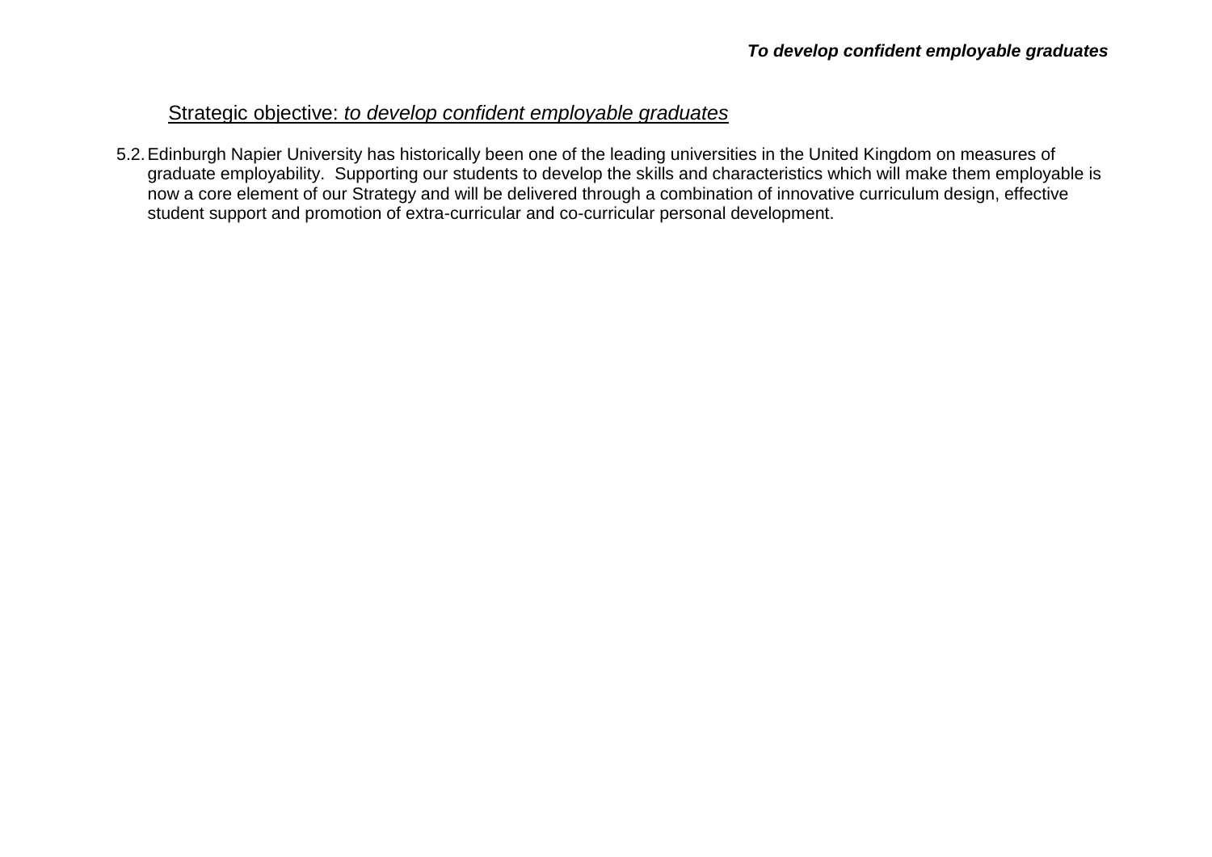## Strategic objective: *to develop confident employable graduates*

5.2. Edinburgh Napier University has historically been one of the leading universities in the United Kingdom on measures of graduate employability. Supporting our students to develop the skills and characteristics which will make them employable is now a core element of our Strategy and will be delivered through a combination of innovative curriculum design, effective student support and promotion of extra-curricular and co-curricular personal development.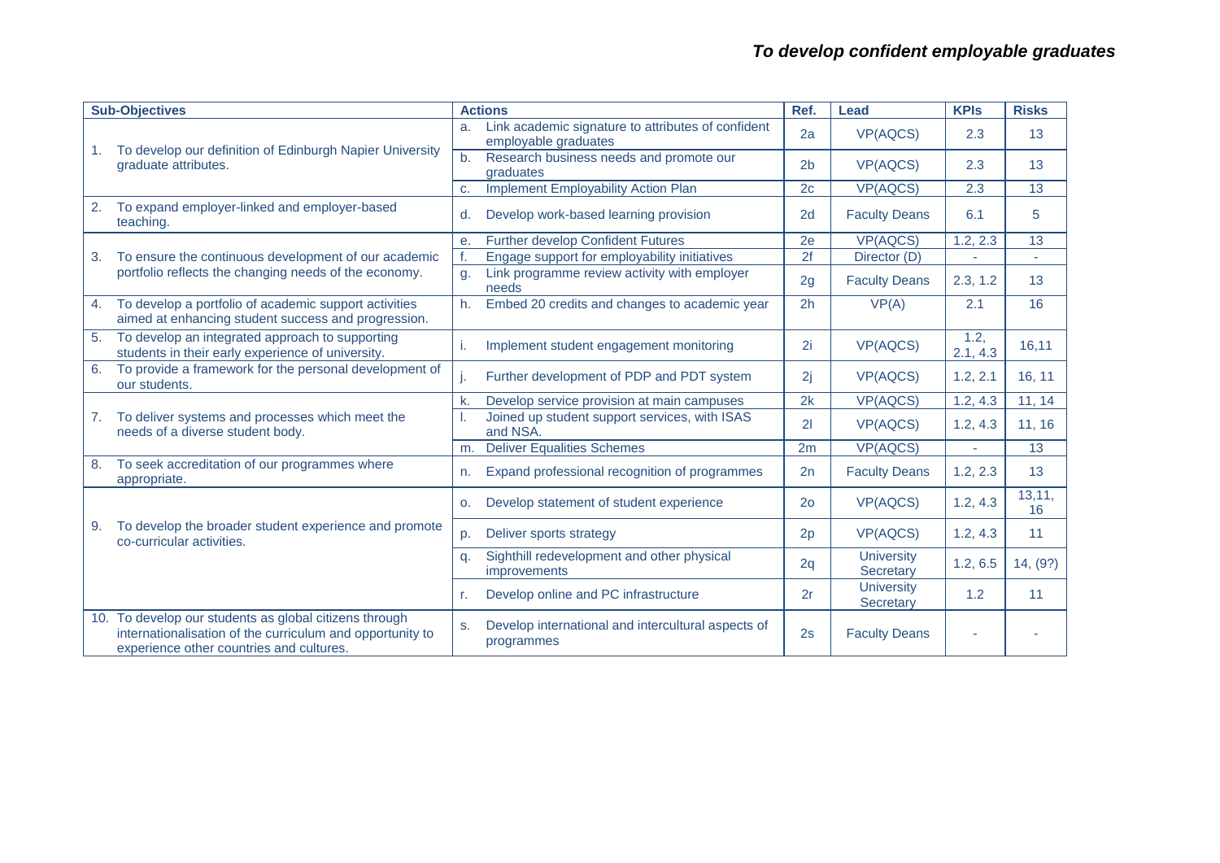## *To develop confident employable graduates*

| Sub-Objectives | Actions | Ref. | Lead | KPIs | Risks |
|---|---|---|---|---|---|
| 1. To develop our definition of Edinburgh Napier University graduate attributes. | a. Link academic signature to attributes of confident employable graduates | 2a | VP(AQCS) | 2.3 | 13 |
| | b. Research business needs and promote our graduates | 2b | VP(AQCS) | 2.3 | 13 |
| | c. Implement Employability Action Plan | 2c | VP(AQCS) | 2.3 | 13 |
| 2. To expand employer-linked and employer-based teaching. | d. Develop work-based learning provision | 2d | Faculty Deans | 6.1 | 5 |
| 3. To ensure the continuous development of our academic portfolio reflects the changing needs of the economy. | e. Further develop Confident Futures | 2e | VP(AQCS) | 1.2, 2.3 | 13 |
| | f. Engage support for employability initiatives | 2f | Director (D) | - | - |
| | g. Link programme review activity with employer needs | 2g | Faculty Deans | 2.3, 1.2 | 13 |
| 4. To develop a portfolio of academic support activities aimed at enhancing student success and progression. | h. Embed 20 credits and changes to academic year | 2h | VP(A) | 2.1 | 16 |
| 5. To develop an integrated approach to supporting students in their early experience of university. | i. Implement student engagement monitoring | 2i | VP(AQCS) | 1.2, 2.1, 4.3 | 16,11 |
| 6. To provide a framework for the personal development of our students. | j. Further development of PDP and PDT system | 2j | VP(AQCS) | 1.2, 2.1 | 16, 11 |
| 7. To deliver systems and processes which meet the needs of a diverse student body. | k. Develop service provision at main campuses | 2k | VP(AQCS) | 1.2, 4.3 | 11, 14 |
| | l. Joined up student support services, with ISAS and NSA. | 2l | VP(AQCS) | 1.2, 4.3 | 11, 16 |
| | m. Deliver Equalities Schemes | 2m | VP(AQCS) | - | 13 |
| 8. To seek accreditation of our programmes where appropriate. | n. Expand professional recognition of programmes | 2n | Faculty Deans | 1.2, 2.3 | 13 |
| 9. To develop the broader student experience and promote co-curricular activities. | o. Develop statement of student experience | 2o | VP(AQCS) | 1.2, 4.3 | 13,11, 16 |
| | p. Deliver sports strategy | 2p | VP(AQCS) | 1.2, 4.3 | 11 |
| | q. Sighthill redevelopment and other physical improvements | 2q | University Secretary | 1.2, 6.5 | 14, (9?) |
| | r. Develop online and PC infrastructure | 2r | University Secretary | 1.2 | 11 |
| 10. To develop our students as global citizens through internationalisation of the curriculum and opportunity to experience other countries and cultures. | s. Develop international and intercultural aspects of programmes | 2s | Faculty Deans | - | - |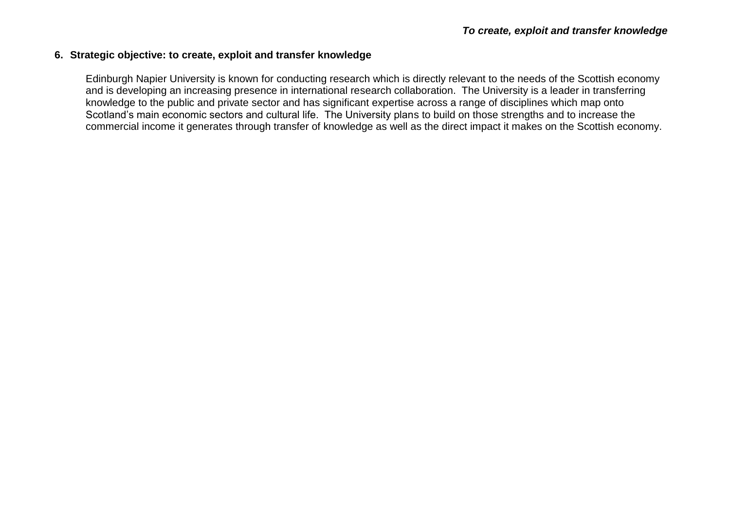## 6. Strategic objective: to create, exploit and transfer knowledge

Edinburgh Napier University is known for conducting research which is directly relevant to the needs of the Scottish economy and is developing an increasing presence in international research collaboration. The University is a leader in transferring knowledge to the public and private sector and has significant expertise across a range of disciplines which map onto Scotland's main economic sectors and cultural life. The University plans to build on those strengths and to increase the commercial income it generates through transfer of knowledge as well as the direct impact it makes on the Scottish economy.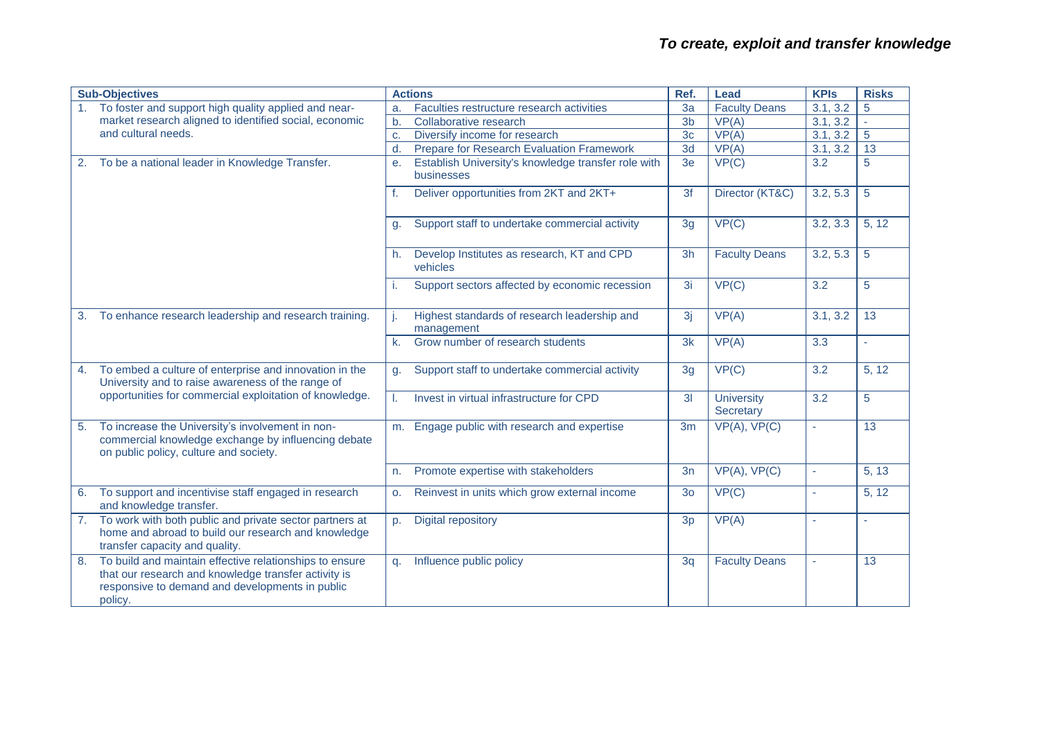## *To create, exploit and transfer knowledge*

| Sub-Objectives | Actions | Ref. | Lead | KPIs | Risks |
|---|---|---|---|---|---|
| 1. To foster and support high quality applied and near-market research aligned to identified social, economic and cultural needs. | a. Faculties restructure research activities | 3a | Faculty Deans | 3.1, 3.2 | 5 |
| | b. Collaborative research | 3b | VP(A) | 3.1, 3.2 | - |
| | c. Diversify income for research | 3c | VP(A) | 3.1, 3.2 | 5 |
| | d. Prepare for Research Evaluation Framework | 3d | VP(A) | 3.1, 3.2 | 13 |
| 2. To be a national leader in Knowledge Transfer. | e. Establish University's knowledge transfer role with businesses | 3e | VP(C) | 3.2 | 5 |
| | f. Deliver opportunities from 2KT and 2KT+ | 3f | Director (KT&C) | 3.2, 5.3 | 5 |
| | g. Support staff to undertake commercial activity | 3g | VP(C) | 3.2, 3.3 | 5, 12 |
| | h. Develop Institutes as research, KT and CPD vehicles | 3h | Faculty Deans | 3.2, 5.3 | 5 |
| | i. Support sectors affected by economic recession | 3i | VP(C) | 3.2 | 5 |
| 3. To enhance research leadership and research training. | j. Highest standards of research leadership and management | 3j | VP(A) | 3.1, 3.2 | 13 |
| | k. Grow number of research students | 3k | VP(A) | 3.3 | - |
| 4. To embed a culture of enterprise and innovation in the University and to raise awareness of the range of opportunities for commercial exploitation of knowledge. | g. Support staff to undertake commercial activity | 3g | VP(C) | 3.2 | 5, 12 |
| | l. Invest in virtual infrastructure for CPD | 3l | University Secretary | 3.2 | 5 |
| 5. To increase the University's involvement in non-commercial knowledge exchange by influencing debate on public policy, culture and society. | m. Engage public with research and expertise | 3m | VP(A), VP(C) | - | 13 |
| | n. Promote expertise with stakeholders | 3n | VP(A), VP(C) | - | 5, 13 |
| 6. To support and incentivise staff engaged in research and knowledge transfer. | o. Reinvest in units which grow external income | 3o | VP(C) | - | 5, 12 |
| 7. To work with both public and private sector partners at home and abroad to build our research and knowledge transfer capacity and quality. | p. Digital repository | 3p | VP(A) | - | - |
| 8. To build and maintain effective relationships to ensure that our research and knowledge transfer activity is responsive to demand and developments in public policy. | q. Influence public policy | 3q | Faculty Deans | - | 13 |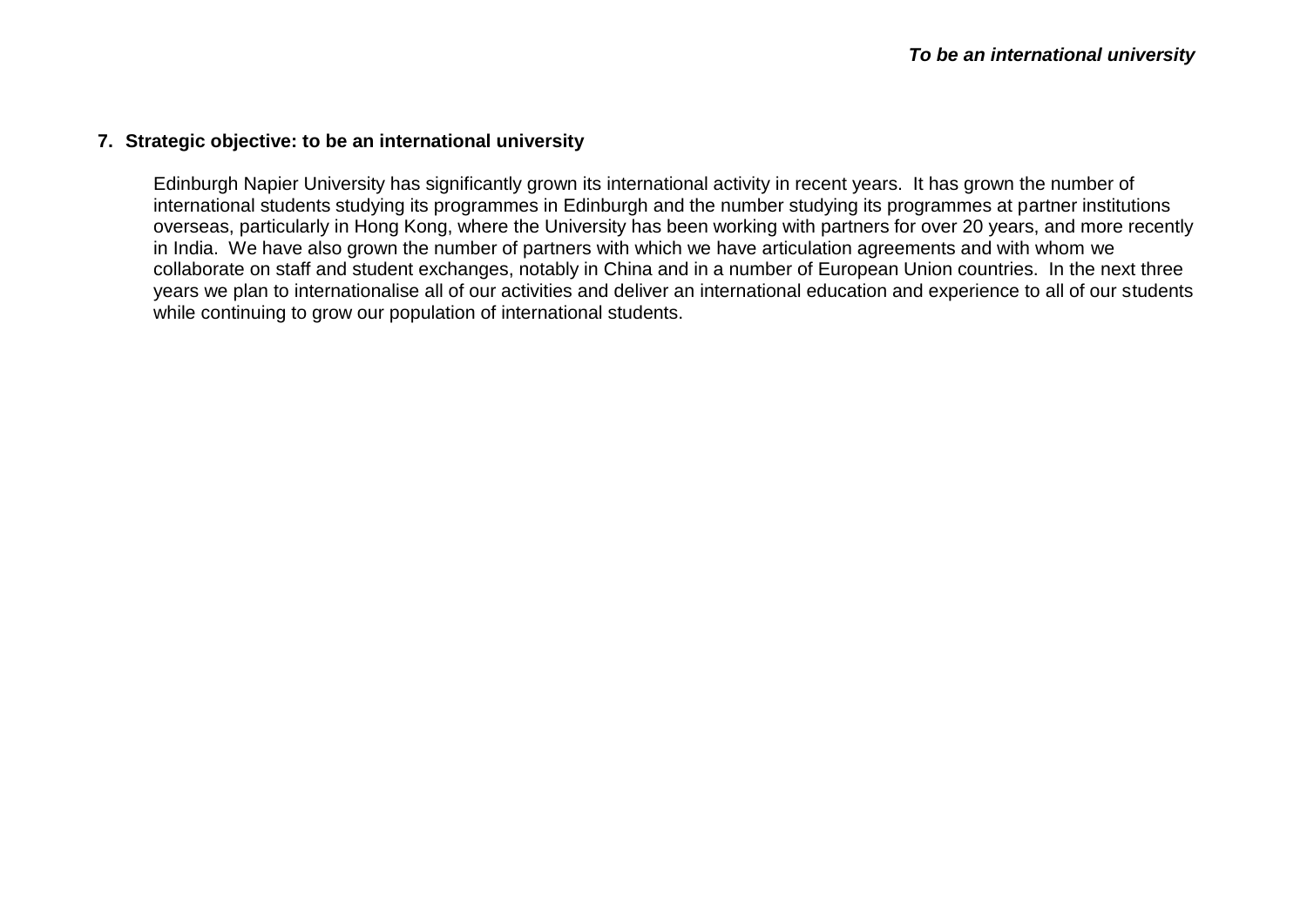## 7. Strategic objective: to be an international university

Edinburgh Napier University has significantly grown its international activity in recent years. It has grown the number of international students studying its programmes in Edinburgh and the number studying its programmes at partner institutions overseas, particularly in Hong Kong, where the University has been working with partners for over 20 years, and more recently in India. We have also grown the number of partners with which we have articulation agreements and with whom we collaborate on staff and student exchanges, notably in China and in a number of European Union countries. In the next three years we plan to internationalise all of our activities and deliver an international education and experience to all of our students while continuing to grow our population of international students.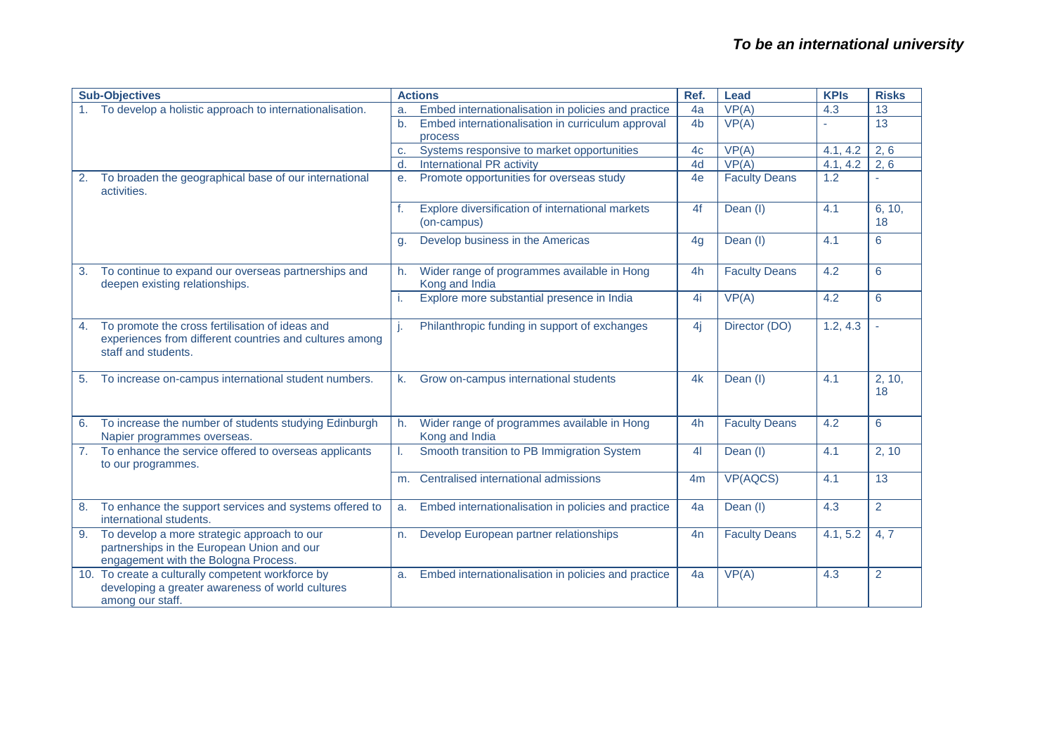## *To be an international university*

| Sub-Objectives | Actions | Ref. | Lead | KPIs | Risks |
|---|---|---|---|---|---|
| 1. To develop a holistic approach to internationalisation. | a. Embed internationalisation in policies and practice | 4a | VP(A) | 4.3 | 13 |
| | b. Embed internationalisation in curriculum approval process | 4b | VP(A) | - | 13 |
| | c. Systems responsive to market opportunities | 4c | VP(A) | 4.1, 4.2 | 2, 6 |
| | d. International PR activity | 4d | VP(A) | 4.1, 4.2 | 2, 6 |
| 2. To broaden the geographical base of our international activities. | e. Promote opportunities for overseas study | 4e | Faculty Deans | 1.2 | - |
| | f. Explore diversification of international markets (on-campus) | 4f | Dean (I) | 4.1 | 6, 10, 18 |
| | g. Develop business in the Americas | 4g | Dean (I) | 4.1 | 6 |
| 3. To continue to expand our overseas partnerships and deepen existing relationships. | h. Wider range of programmes available in Hong Kong and India | 4h | Faculty Deans | 4.2 | 6 |
| | i. Explore more substantial presence in India | 4i | VP(A) | 4.2 | 6 |
| 4. To promote the cross fertilisation of ideas and experiences from different countries and cultures among staff and students. | j. Philanthropic funding in support of exchanges | 4j | Director (DO) | 1.2, 4.3 | - |
| 5. To increase on-campus international student numbers. | k. Grow on-campus international students | 4k | Dean (I) | 4.1 | 2, 10, 18 |
| 6. To increase the number of students studying Edinburgh Napier programmes overseas. | h. Wider range of programmes available in Hong Kong and India | 4h | Faculty Deans | 4.2 | 6 |
| 7. To enhance the service offered to overseas applicants to our programmes. | l. Smooth transition to PB Immigration System | 4l | Dean (I) | 4.1 | 2, 10 |
| | m. Centralised international admissions | 4m | VP(AQCS) | 4.1 | 13 |
| 8. To enhance the support services and systems offered to international students. | a. Embed internationalisation in policies and practice | 4a | Dean (I) | 4.3 | 2 |
| 9. To develop a more strategic approach to our partnerships in the European Union and our engagement with the Bologna Process. | n. Develop European partner relationships | 4n | Faculty Deans | 4.1, 5.2 | 4, 7 |
| 10. To create a culturally competent workforce by developing a greater awareness of world cultures among our staff. | a. Embed internationalisation in policies and practice | 4a | VP(A) | 4.3 | 2 |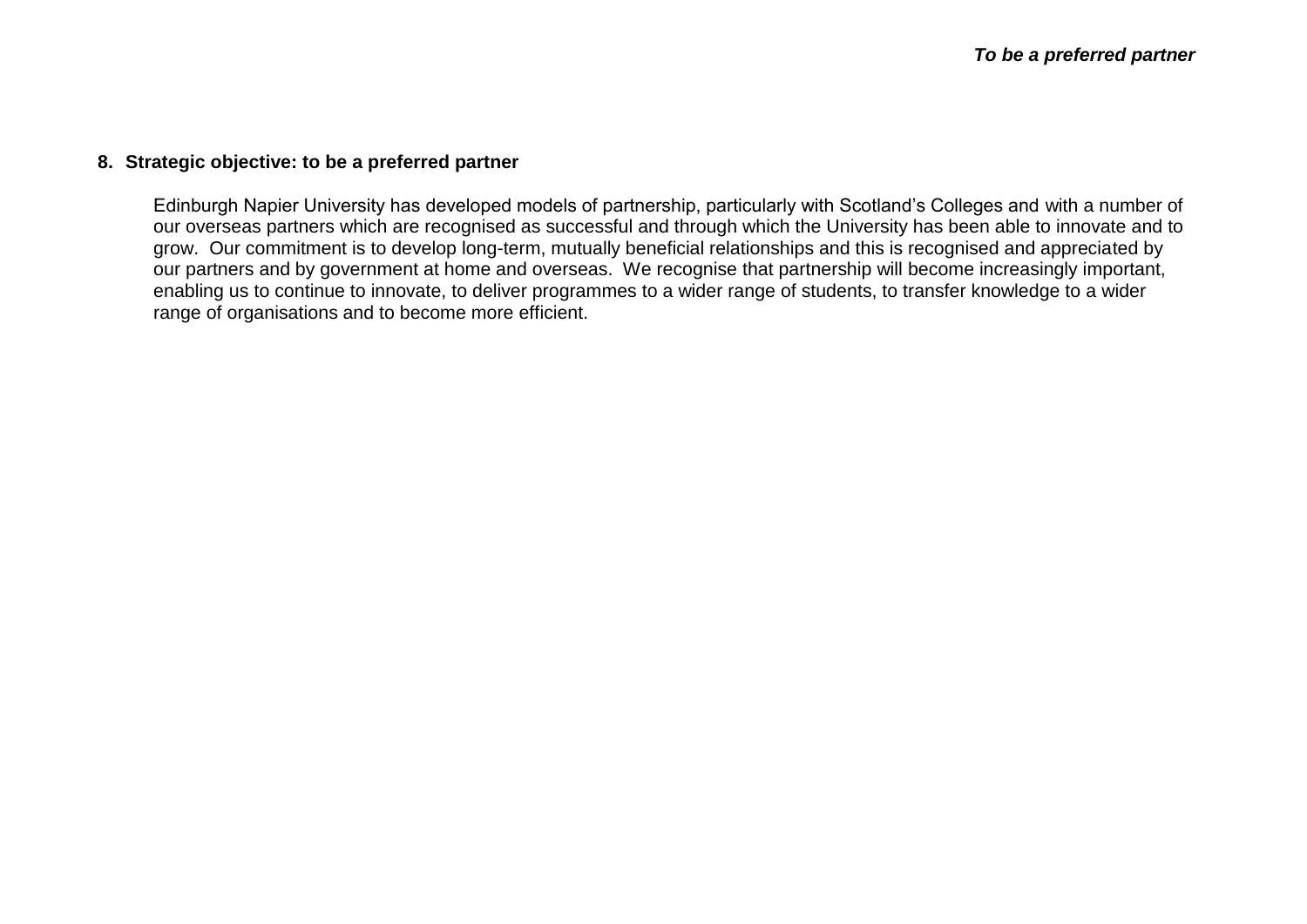## 8. Strategic objective: to be a preferred partner

Edinburgh Napier University has developed models of partnership, particularly with Scotland's Colleges and with a number of our overseas partners which are recognised as successful and through which the University has been able to innovate and to grow. Our commitment is to develop long-term, mutually beneficial relationships and this is recognised and appreciated by our partners and by government at home and overseas. We recognise that partnership will become increasingly important, enabling us to continue to innovate, to deliver programmes to a wider range of students, to transfer knowledge to a wider range of organisations and to become more efficient.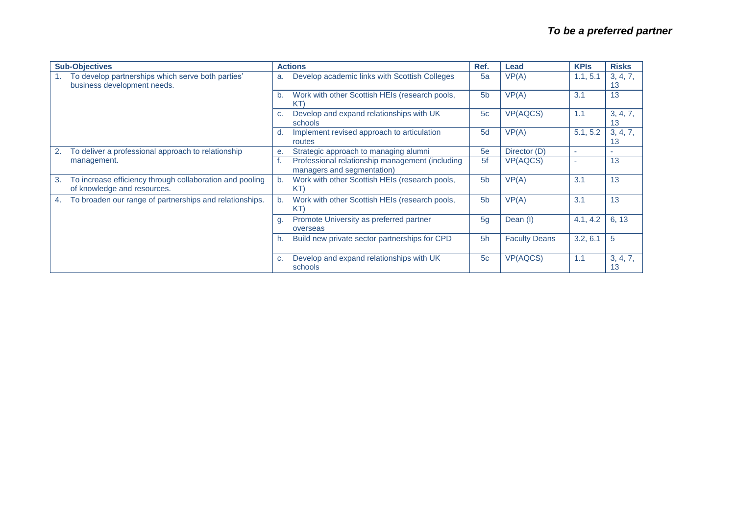## *To be a preferred partner*

| Sub-Objectives | Actions | Ref. | Lead | KPIs | Risks |
|---|---|---|---|---|---|
| 1. To develop partnerships which serve both parties' business development needs. | a. Develop academic links with Scottish Colleges | 5a | VP(A) | 1.1, 5.1 | 3, 4, 7, 13 |
| | b. Work with other Scottish HEIs (research pools, KT) | 5b | VP(A) | 3.1 | 13 |
| | c. Develop and expand relationships with UK schools | 5c | VP(AQCS) | 1.1 | 3, 4, 7, 13 |
| | d. Implement revised approach to articulation routes | 5d | VP(A) | 5.1, 5.2 | 3, 4, 7, 13 |
| 2. To deliver a professional approach to relationship management. | e. Strategic approach to managing alumni | 5e | Director (D) | - | - |
| | f. Professional relationship management (including managers and segmentation) | 5f | VP(AQCS) | - | 13 |
| 3. To increase efficiency through collaboration and pooling of knowledge and resources. | b. Work with other Scottish HEIs (research pools, KT) | 5b | VP(A) | 3.1 | 13 |
| 4. To broaden our range of partnerships and relationships. | b. Work with other Scottish HEIs (research pools, KT) | 5b | VP(A) | 3.1 | 13 |
| | g. Promote University as preferred partner overseas | 5g | Dean (I) | 4.1, 4.2 | 6, 13 |
| | h. Build new private sector partnerships for CPD | 5h | Faculty Deans | 3.2, 6.1 | 5 |
| | c. Develop and expand relationships with UK schools | 5c | VP(AQCS) | 1.1 | 3, 4, 7, 13 |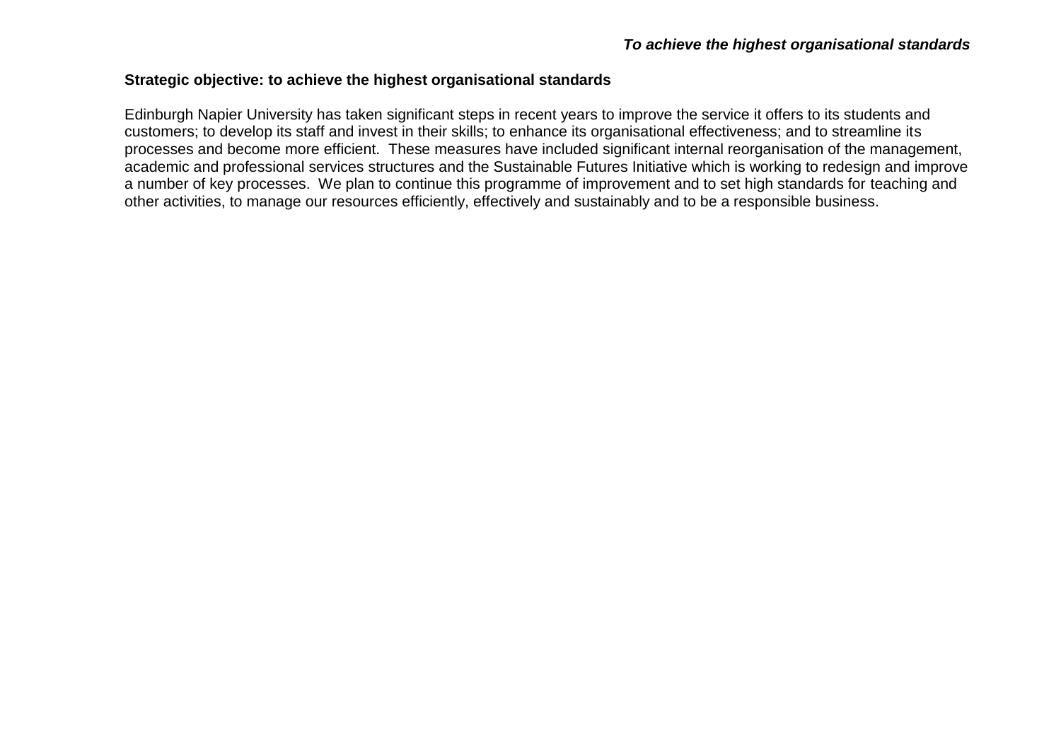**Strategic objective: to achieve the highest organisational standards**

Edinburgh Napier University has taken significant steps in recent years to improve the service it offers to its students and customers; to develop its staff and invest in their skills; to enhance its organisational effectiveness; and to streamline its processes and become more efficient. These measures have included significant internal reorganisation of the management, academic and professional services structures and the Sustainable Futures Initiative which is working to redesign and improve a number of key processes. We plan to continue this programme of improvement and to set high standards for teaching and other activities, to manage our resources efficiently, effectively and sustainably and to be a responsible business.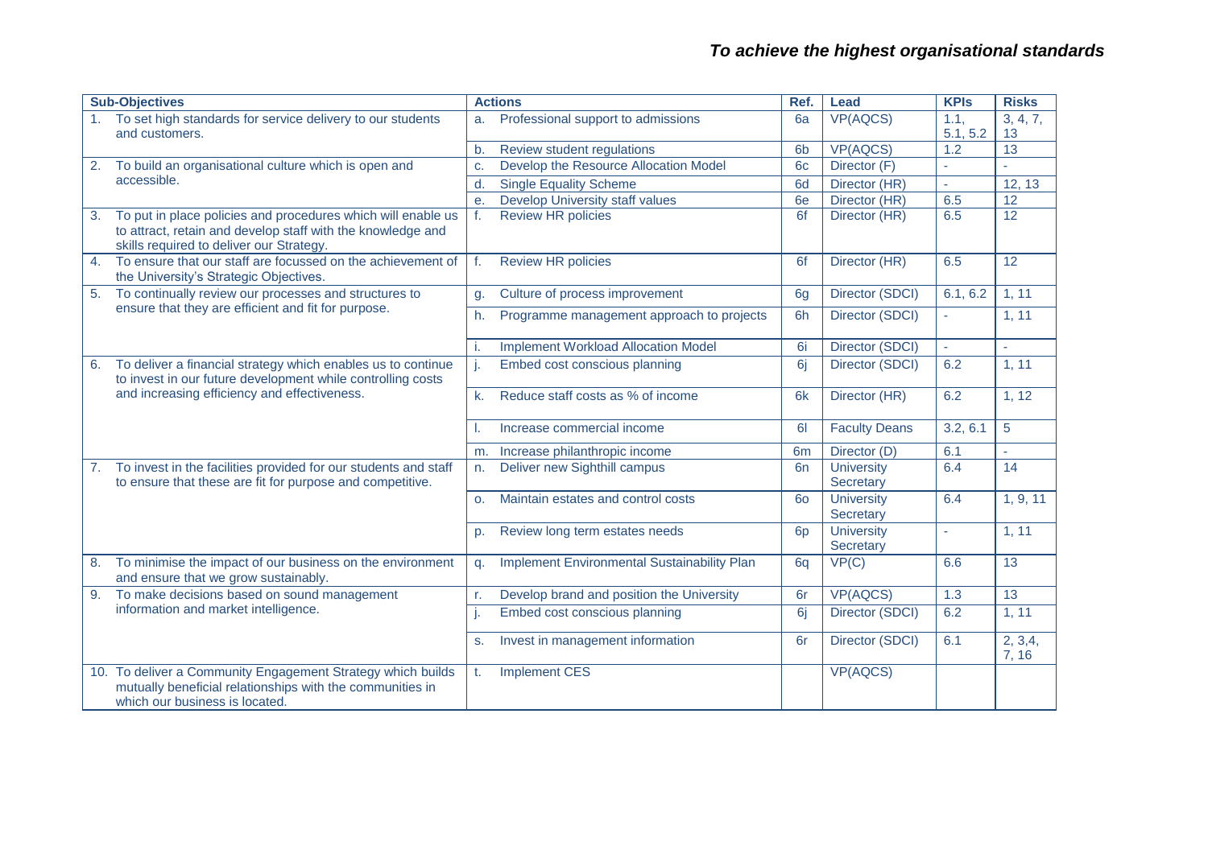## *To achieve the highest organisational standards*

| Sub-Objectives | Actions | Ref. | Lead | KPIs | Risks |
|---|---|---|---|---|---|
| 1. To set high standards for service delivery to our students and customers. | a. Professional support to admissions | 6a | VP(AQCS) | 1.1, 5.1, 5.2 | 3, 4, 7, 13 |
| | b. Review student regulations | 6b | VP(AQCS) | 1.2 | 13 |
| 2. To build an organisational culture which is open and accessible. | c. Develop the Resource Allocation Model | 6c | Director (F) | - | - |
| | d. Single Equality Scheme | 6d | Director (HR) | - | 12, 13 |
| | e. Develop University staff values | 6e | Director (HR) | 6.5 | 12 |
| 3. To put in place policies and procedures which will enable us to attract, retain and develop staff with the knowledge and skills required to deliver our Strategy. | f. Review HR policies | 6f | Director (HR) | 6.5 | 12 |
| 4. To ensure that our staff are focussed on the achievement of the University's Strategic Objectives. | f. Review HR policies | 6f | Director (HR) | 6.5 | 12 |
| 5. To continually review our processes and structures to ensure that they are efficient and fit for purpose. | g. Culture of process improvement | 6g | Director (SDCI) | 6.1, 6.2 | 1, 11 |
| | h. Programme management approach to projects | 6h | Director (SDCI) | - | 1, 11 |
| | i. Implement Workload Allocation Model | 6i | Director (SDCI) | - | - |
| 6. To deliver a financial strategy which enables us to continue to invest in our future development while controlling costs and increasing efficiency and effectiveness. | j. Embed cost conscious planning | 6j | Director (SDCI) | 6.2 | 1, 11 |
| | k. Reduce staff costs as % of income | 6k | Director (HR) | 6.2 | 1, 12 |
| | l. Increase commercial income | 6l | Faculty Deans | 3.2, 6.1 | 5 |
| | m. Increase philanthropic income | 6m | Director (D) | 6.1 | - |
| 7. To invest in the facilities provided for our students and staff to ensure that these are fit for purpose and competitive. | n. Deliver new Sighthill campus | 6n | University Secretary | 6.4 | 14 |
| | o. Maintain estates and control costs | 6o | University Secretary | 6.4 | 1, 9, 11 |
| | p. Review long term estates needs | 6p | University Secretary | - | 1, 11 |
| 8. To minimise the impact of our business on the environment and ensure that we grow sustainably. | q. Implement Environmental Sustainability Plan | 6q | VP(C) | 6.6 | 13 |
| 9. To make decisions based on sound management information and market intelligence. | r. Develop brand and position the University | 6r | VP(AQCS) | 1.3 | 13 |
| | j. Embed cost conscious planning | 6j | Director (SDCI) | 6.2 | 1, 11 |
| | s. Invest in management information | 6r | Director (SDCI) | 6.1 | 2, 3,4, 7, 16 |
| 10. To deliver a Community Engagement Strategy which builds mutually beneficial relationships with the communities in which our business is located. | t. Implement CES | | VP(AQCS) | | |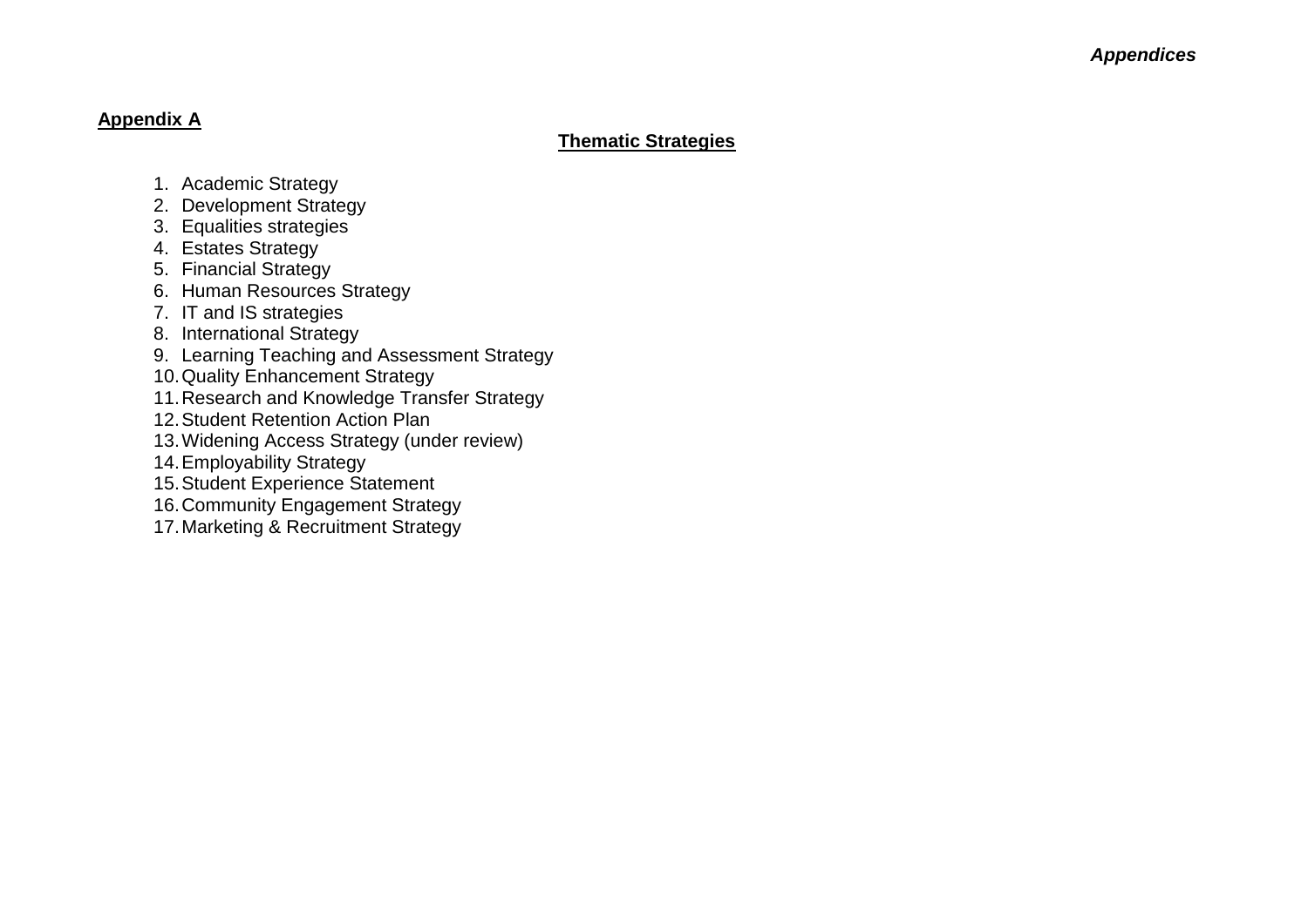**Appendix A**

## Thematic Strategies

1. Academic Strategy
2. Development Strategy
3. Equalities strategies
4. Estates Strategy
5. Financial Strategy
6. Human Resources Strategy
7. IT and IS strategies
8. International Strategy
9. Learning Teaching and Assessment Strategy
10. Quality Enhancement Strategy
11. Research and Knowledge Transfer Strategy
12. Student Retention Action Plan
13. Widening Access Strategy (under review)
14. Employability Strategy
15. Student Experience Statement
16. Community Engagement Strategy
17. Marketing & Recruitment Strategy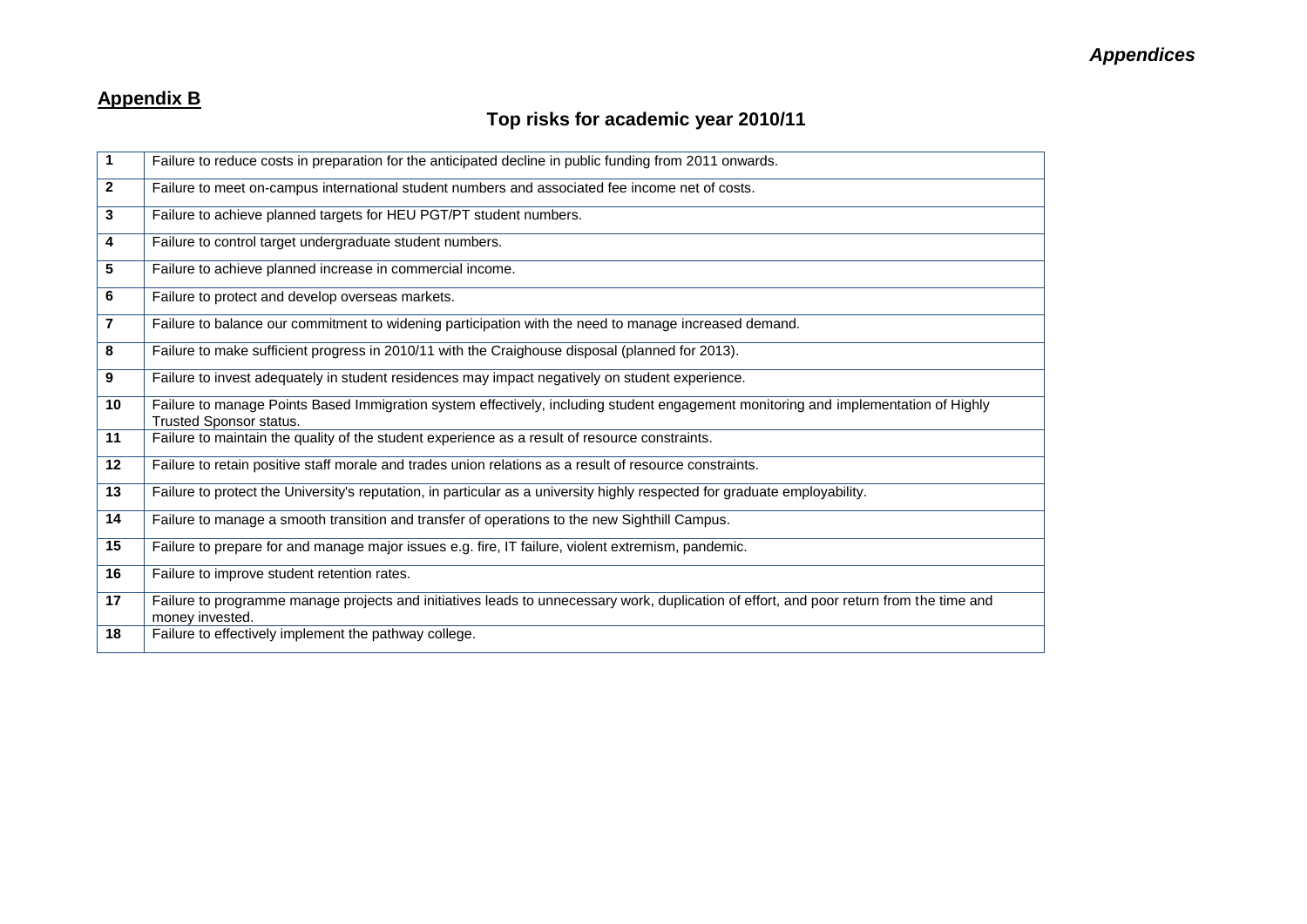## Appendix B

### Top risks for academic year 2010/11

| | |
|---|---|
| **1** | Failure to reduce costs in preparation for the anticipated decline in public funding from 2011 onwards. |
| **2** | Failure to meet on-campus international student numbers and associated fee income net of costs. |
| **3** | Failure to achieve planned targets for HEU PGT/PT student numbers. |
| **4** | Failure to control target undergraduate student numbers. |
| **5** | Failure to achieve planned increase in commercial income. |
| **6** | Failure to protect and develop overseas markets. |
| **7** | Failure to balance our commitment to widening participation with the need to manage increased demand. |
| **8** | Failure to make sufficient progress in 2010/11 with the Craighouse disposal (planned for 2013). |
| **9** | Failure to invest adequately in student residences may impact negatively on student experience. |
| **10** | Failure to manage Points Based Immigration system effectively, including student engagement monitoring and implementation of Highly Trusted Sponsor status. |
| **11** | Failure to maintain the quality of the student experience as a result of resource constraints. |
| **12** | Failure to retain positive staff morale and trades union relations as a result of resource constraints. |
| **13** | Failure to protect the University's reputation, in particular as a university highly respected for graduate employability. |
| **14** | Failure to manage a smooth transition and transfer of operations to the new Sighthill Campus. |
| **15** | Failure to prepare for and manage major issues e.g. fire, IT failure, violent extremism, pandemic. |
| **16** | Failure to improve student retention rates. |
| **17** | Failure to programme manage projects and initiatives leads to unnecessary work, duplication of effort, and poor return from the time and money invested. |
| **18** | Failure to effectively implement the pathway college. |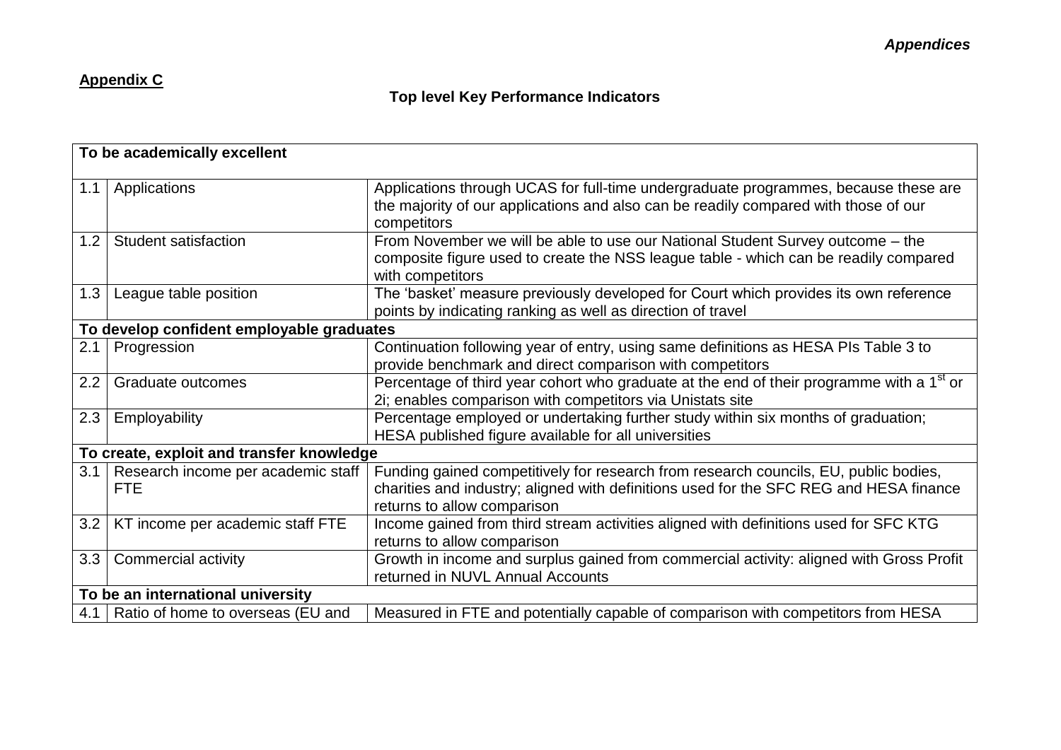**Appendix C**

**Top level Key Performance Indicators**

| | | |
|---|---|---|
| **To be academically excellent** | | |
| 1.1 | Applications | Applications through UCAS for full-time undergraduate programmes, because these are the majority of our applications and also can be readily compared with those of our competitors |
| 1.2 | Student satisfaction | From November we will be able to use our National Student Survey outcome – the composite figure used to create the NSS league table - which can be readily compared with competitors |
| 1.3 | League table position | The 'basket' measure previously developed for Court which provides its own reference points by indicating ranking as well as direction of travel |
| **To develop confident employable graduates** | | |
| 2.1 | Progression | Continuation following year of entry, using same definitions as HESA PIs Table 3 to provide benchmark and direct comparison with competitors |
| 2.2 | Graduate outcomes | Percentage of third year cohort who graduate at the end of their programme with a 1st or 2i; enables comparison with competitors via Unistats site |
| 2.3 | Employability | Percentage employed or undertaking further study within six months of graduation; HESA published figure available for all universities |
| **To create, exploit and transfer knowledge** | | |
| 3.1 | Research income per academic staff FTE | Funding gained competitively for research from research councils, EU, public bodies, charities and industry; aligned with definitions used for the SFC REG and HESA finance returns to allow comparison |
| 3.2 | KT income per academic staff FTE | Income gained from third stream activities aligned with definitions used for SFC KTG returns to allow comparison |
| 3.3 | Commercial activity | Growth in income and surplus gained from commercial activity: aligned with Gross Profit returned in NUVL Annual Accounts |
| **To be an international university** | | |
| 4.1 | Ratio of home to overseas (EU and | Measured in FTE and potentially capable of comparison with competitors from HESA |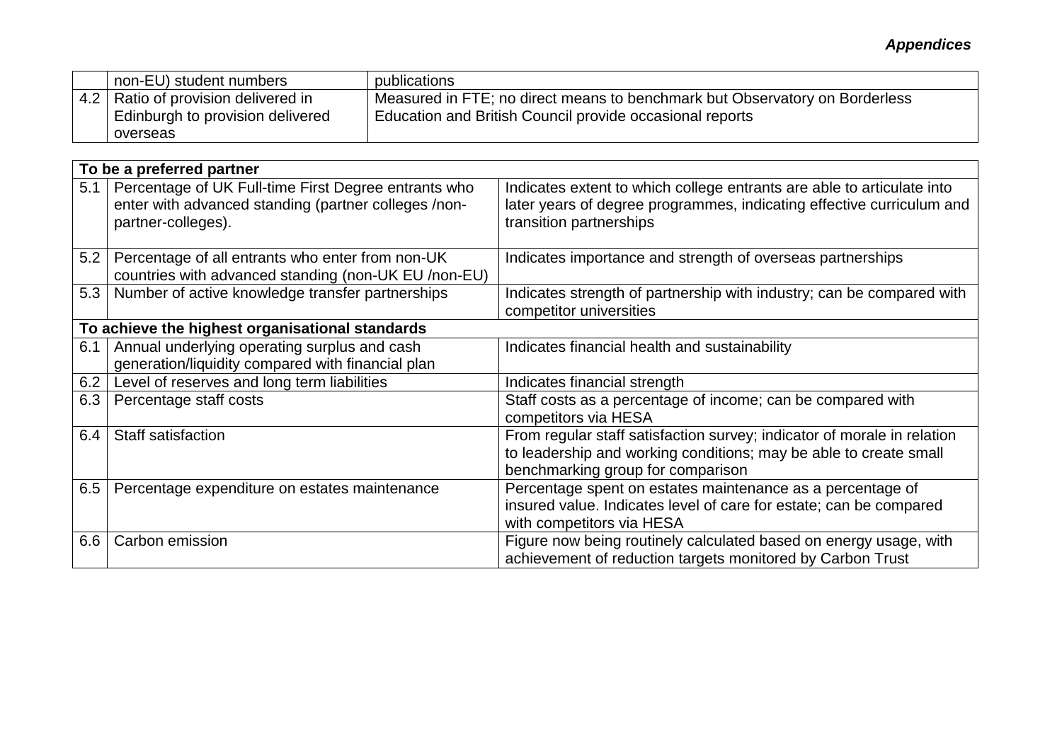| | | |
|---|---|---|
| | non-EU) student numbers | publications |
| 4.2 | Ratio of provision delivered in Edinburgh to provision delivered overseas | Measured in FTE; no direct means to benchmark but Observatory on Borderless Education and British Council provide occasional reports |

| | | |
|---|---|---|
| **To be a preferred partner** | | |
| 5.1 | Percentage of UK Full-time First Degree entrants who enter with advanced standing (partner colleges /non-partner-colleges). | Indicates extent to which college entrants are able to articulate into later years of degree programmes, indicating effective curriculum and transition partnerships |
| 5.2 | Percentage of all entrants who enter from non-UK countries with advanced standing (non-UK EU /non-EU) | Indicates importance and strength of overseas partnerships |
| 5.3 | Number of active knowledge transfer partnerships | Indicates strength of partnership with industry; can be compared with competitor universities |
| **To achieve the highest organisational standards** | | |
| 6.1 | Annual underlying operating surplus and cash generation/liquidity compared with financial plan | Indicates financial health and sustainability |
| 6.2 | Level of reserves and long term liabilities | Indicates financial strength |
| 6.3 | Percentage staff costs | Staff costs as a percentage of income; can be compared with competitors via HESA |
| 6.4 | Staff satisfaction | From regular staff satisfaction survey; indicator of morale in relation to leadership and working conditions; may be able to create small benchmarking group for comparison |
| 6.5 | Percentage expenditure on estates maintenance | Percentage spent on estates maintenance as a percentage of insured value. Indicates level of care for estate; can be compared with competitors via HESA |
| 6.6 | Carbon emission | Figure now being routinely calculated based on energy usage, with achievement of reduction targets monitored by Carbon Trust |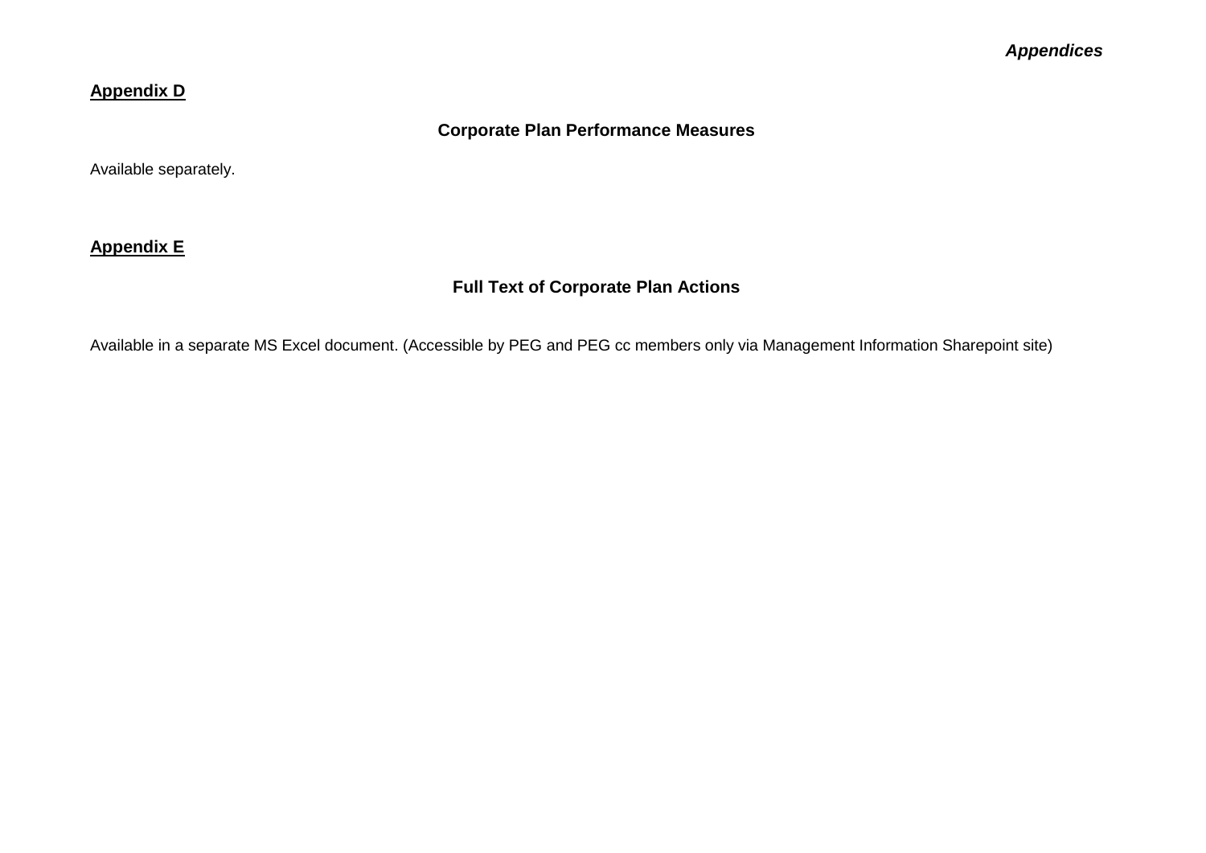**Appendix D**

## Corporate Plan Performance Measures

Available separately.

**Appendix E**

## Full Text of Corporate Plan Actions

Available in a separate MS Excel document. (Accessible by PEG and PEG cc members only via Management Information Sharepoint site)